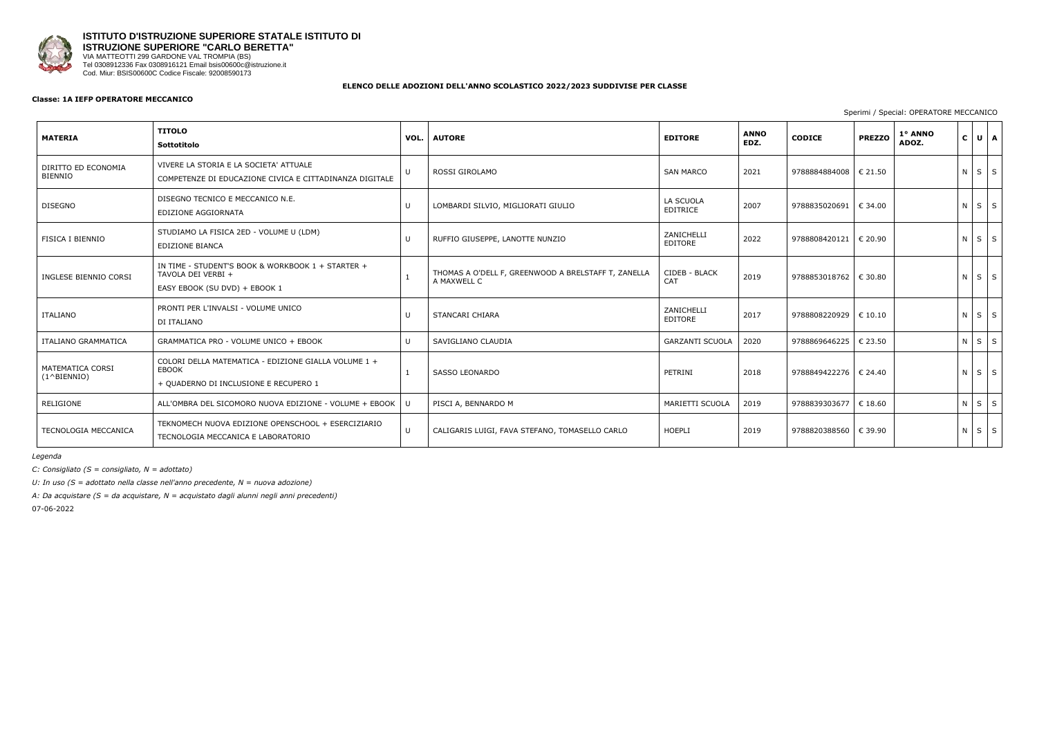**ISTITUTO D'ISTRUZIONE SUPERIORE STATALE ISTITUTO DI ISTRUZIONE SUPERIORE "CARLO BERETTA"**
VIA MATTEOTTI 299 GARDONE VAL TROMPIA (BS)
Tel 0308912336 Fax 0308916121 Email bsis00600c@istruzione.it
Cod. Miur: BSIS00600C Codice Fiscale: 92008590173

**ELENCO DELLE ADOZIONI DELL'ANNO SCOLASTICO 2022/2023 SUDDIVISE PER CLASSE**

**Classe: 1A IEFP OPERATORE MECCANICO**

Sperimi / Special: OPERATORE MECCANICO

| MATERIA | TITOLO Sottotitolo | VOL. | AUTORE | EDITORE | ANNO EDZ. | CODICE | PREZZO | 1° ANNO ADOZ. | C | U | A |
|---|---|---|---|---|---|---|---|---|---|---|---|
| DIRITTO ED ECONOMIA BIENNIO | VIVERE LA STORIA E LA SOCIETA' ATTUALE<br>COMPETENZE DI EDUCAZIONE CIVICA E CITTADINANZA DIGITALE | U | ROSSI GIROLAMO | SAN MARCO | 2021 | 9788884884008 | € 21.50 | | N | S | S |
| DISEGNO | DISEGNO TECNICO E MECCANICO N.E.<br>EDIZIONE AGGIORNATA | U | LOMBARDI SILVIO, MIGLIORATI GIULIO | LA SCUOLA EDITRICE | 2007 | 9788835020691 | € 34.00 | | N | S | S |
| FISICA I BIENNIO | STUDIAMO LA FISICA 2ED - VOLUME U (LDM)<br>EDIZIONE BIANCA | U | RUFFIO GIUSEPPE, LANOTTE NUNZIO | ZANICHELLI EDITORE | 2022 | 9788808420121 | € 20.90 | | N | S | S |
| INGLESE BIENNIO CORSI | IN TIME - STUDENT'S BOOK & WORKBOOK 1 + STARTER + TAVOLA DEI VERBI +<br>EASY EBOOK (SU DVD) + EBOOK 1 | 1 | THOMAS A O'DELL F, GREENWOOD A BRELSTAFF T, ZANELLA A MAXWELL C | CIDEB - BLACK CAT | 2019 | 9788853018762 | € 30.80 | | N | S | S |
| ITALIANO | PRONTI PER L'INVALSI - VOLUME UNICO<br>DI ITALIANO | U | STANCARI CHIARA | ZANICHELLI EDITORE | 2017 | 9788808220929 | € 10.10 | | N | S | S |
| ITALIANO GRAMMATICA | GRAMMATICA PRO - VOLUME UNICO + EBOOK | U | SAVIGLIANO CLAUDIA | GARZANTI SCUOLA | 2020 | 9788869646225 | € 23.50 | | N | S | S |
| MATEMATICA CORSI (1^BIENNIO) | COLORI DELLA MATEMATICA - EDIZIONE GIALLA VOLUME 1 + EBOOK<br>+ QUADERNO DI INCLUSIONE E RECUPERO 1 | 1 | SASSO LEONARDO | PETRINI | 2018 | 9788849422276 | € 24.40 | | N | S | S |
| RELIGIONE | ALL'OMBRA DEL SICOMORO NUOVA EDIZIONE - VOLUME + EBOOK | U | PISCI A, BENNARDO M | MARIETTI SCUOLA | 2019 | 9788839303677 | € 18.60 | | N | S | S |
| TECNOLOGIA MECCANICA | TEKNOMECH NUOVA EDIZIONE OPENSCHOOL + ESERCIZIARIO<br>TECNOLOGIA MECCANICA E LABORATORIO | U | CALIGARIS LUIGI, FAVA STEFANO, TOMASELLO CARLO | HOEPLI | 2019 | 9788820388560 | € 39.90 | | N | S | S |

*Legenda*

*C: Consigliato (S = consigliato, N = adottato)*

*U: In uso (S = adottato nella classe nell'anno precedente, N = nuova adozione)*

*A: Da acquistare (S = da acquistare, N = acquistato dagli alunni negli anni precedenti)*

07-06-2022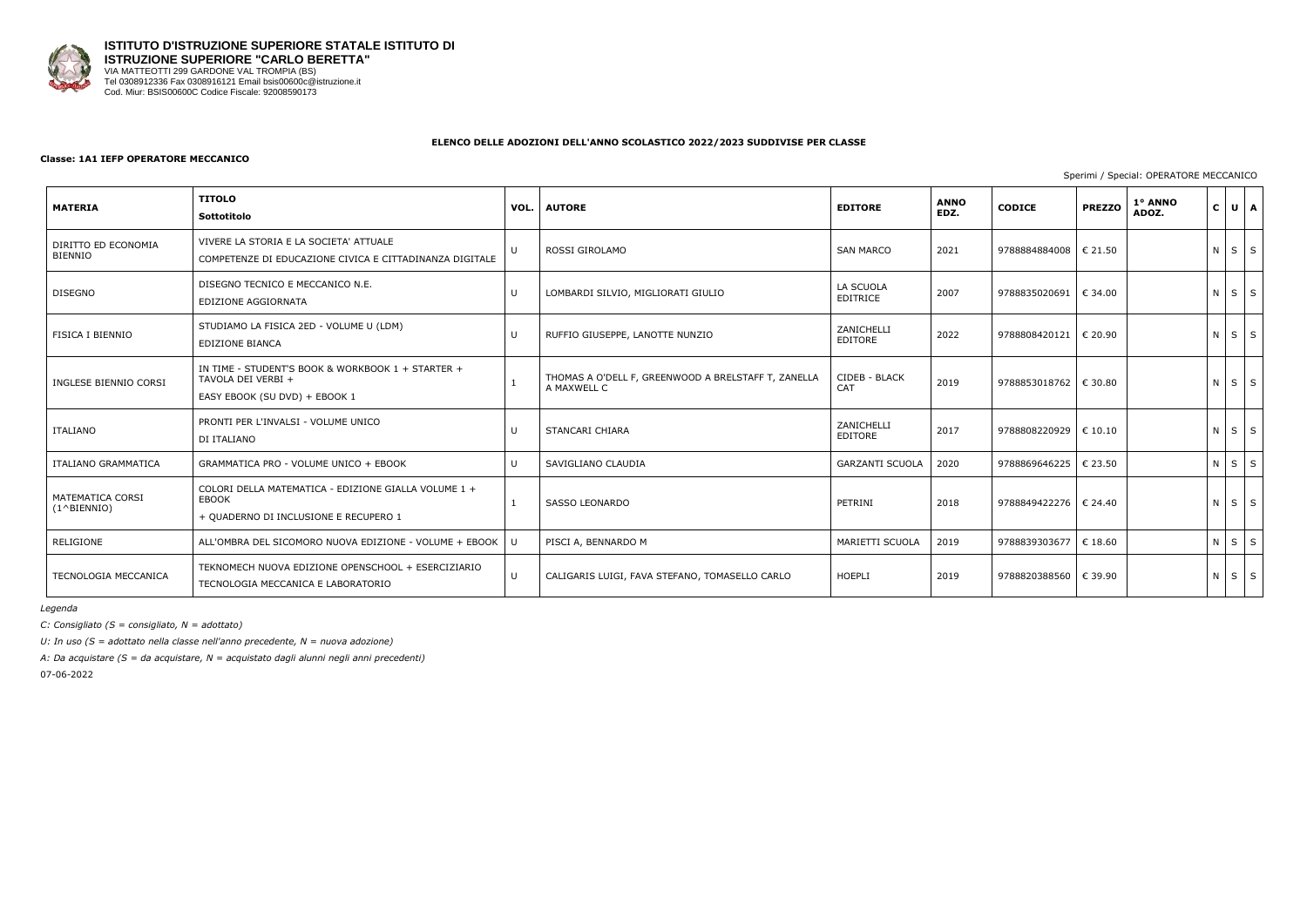**ISTITUTO D'ISTRUZIONE SUPERIORE STATALE ISTITUTO DI ISTRUZIONE SUPERIORE "CARLO BERETTA"**
VIA MATTEOTTI 299 GARDONE VAL TROMPIA (BS)
Tel 0308912336 Fax 0308916121 Email bsis00600c@istruzione.it
Cod. Miur: BSIS00600C Codice Fiscale: 92008590173

**ELENCO DELLE ADOZIONI DELL'ANNO SCOLASTICO 2022/2023 SUDDIVISE PER CLASSE**

**Classe: 1A1 IEFP OPERATORE MECCANICO**

Sperimi / Special: OPERATORE MECCANICO

| MATERIA | TITOLO<br>Sottotitolo | VOL. | AUTORE | EDITORE | ANNO EDZ. | CODICE | PREZZO | 1° ANNO ADOZ. | C | U | A |
|---|---|---|---|---|---|---|---|---|---|---|---|
| DIRITTO ED ECONOMIA BIENNIO | VIVERE LA STORIA E LA SOCIETA' ATTUALE<br>COMPETENZE DI EDUCAZIONE CIVICA E CITTADINANZA DIGITALE | U | ROSSI GIROLAMO | SAN MARCO | 2021 | 9788884884008 | € 21.50 | | N | S | S |
| DISEGNO | DISEGNO TECNICO E MECCANICO N.E.<br>EDIZIONE AGGIORNATA | U | LOMBARDI SILVIO, MIGLIORATI GIULIO | LA SCUOLA EDITRICE | 2007 | 9788835020691 | € 34.00 | | N | S | S |
| FISICA I BIENNIO | STUDIAMO LA FISICA 2ED - VOLUME U (LDM)<br>EDIZIONE BIANCA | U | RUFFIO GIUSEPPE, LANOTTE NUNZIO | ZANICHELLI EDITORE | 2022 | 9788808420121 | € 20.90 | | N | S | S |
| INGLESE BIENNIO CORSI | IN TIME - STUDENT'S BOOK & WORKBOOK 1 + STARTER + TAVOLA DEI VERBI +<br>EASY EBOOK (SU DVD) + EBOOK 1 | 1 | THOMAS A O'DELL F, GREENWOOD A BRELSTAFF T, ZANELLA A MAXWELL C | CIDEB - BLACK CAT | 2019 | 9788853018762 | € 30.80 | | N | S | S |
| ITALIANO | PRONTI PER L'INVALSI - VOLUME UNICO<br>DI ITALIANO | U | STANCARI CHIARA | ZANICHELLI EDITORE | 2017 | 9788808220929 | € 10.10 | | N | S | S |
| ITALIANO GRAMMATICA | GRAMMATICA PRO - VOLUME UNICO + EBOOK | U | SAVIGLIANO CLAUDIA | GARZANTI SCUOLA | 2020 | 9788869646225 | € 23.50 | | N | S | S |
| MATEMATICA CORSI (1^BIENNIO) | COLORI DELLA MATEMATICA - EDIZIONE GIALLA VOLUME 1 + EBOOK<br>+ QUADERNO DI INCLUSIONE E RECUPERO 1 | 1 | SASSO LEONARDO | PETRINI | 2018 | 9788849422276 | € 24.40 | | N | S | S |
| RELIGIONE | ALL'OMBRA DEL SICOMORO NUOVA EDIZIONE - VOLUME + EBOOK | U | PISCI A, BENNARDO M | MARIETTI SCUOLA | 2019 | 9788839303677 | € 18.60 | | N | S | S |
| TECNOLOGIA MECCANICA | TEKNOMECH NUOVA EDIZIONE OPENSCHOOL + ESERCIZIARIO<br>TECNOLOGIA MECCANICA E LABORATORIO | U | CALIGARIS LUIGI, FAVA STEFANO, TOMASELLO CARLO | HOEPLI | 2019 | 9788820388560 | € 39.90 | | N | S | S |

*Legenda*

*C: Consigliato (S = consigliato, N = adottato)*

*U: In uso (S = adottato nella classe nell'anno precedente, N = nuova adozione)*

*A: Da acquistare (S = da acquistare, N = acquistato dagli alunni negli anni precedenti)*

07-06-2022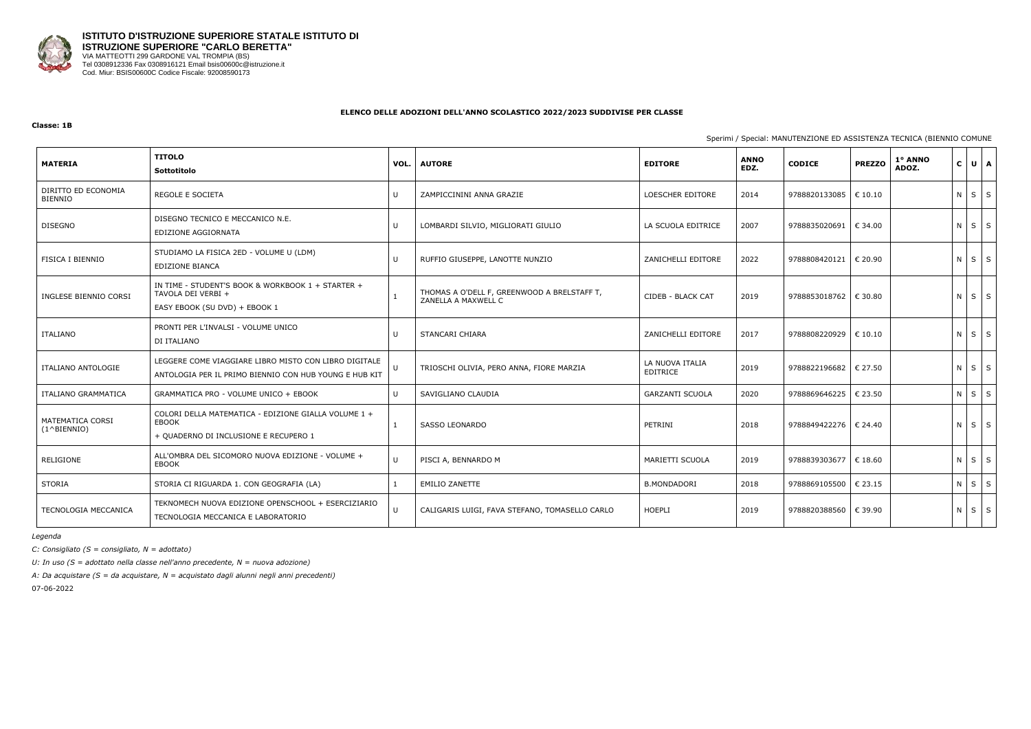**ISTITUTO D'ISTRUZIONE SUPERIORE STATALE ISTITUTO DI ISTRUZIONE SUPERIORE "CARLO BERETTA"**
VIA MATTEOTTI 299 GARDONE VAL TROMPIA (BS)
Tel 0308912336 Fax 0308916121 Email bsis00600c@istruzione.it
Cod. Miur: BSIS00600C Codice Fiscale: 92008590173

**ELENCO DELLE ADOZIONI DELL'ANNO SCOLASTICO 2022/2023 SUDDIVISE PER CLASSE**

**Classe: 1B**

Sperimi / Special: MANUTENZIONE ED ASSISTENZA TECNICA (BIENNIO COMUNE

| MATERIA | TITOLO Sottotitolo | VOL. | AUTORE | EDITORE | ANNO EDZ. | CODICE | PREZZO | 1° ANNO ADOZ. | C | U | A |
|---|---|---|---|---|---|---|---|---|---|---|---|
| DIRITTO ED ECONOMIA BIENNIO | REGOLE E SOCIETA | U | ZAMPICCININI ANNA GRAZIE | LOESCHER EDITORE | 2014 | 9788820133085 | € 10.10 | | N | S | S |
| DISEGNO | DISEGNO TECNICO E MECCANICO N.E. EDIZIONE AGGIORNATA | U | LOMBARDI SILVIO, MIGLIORATI GIULIO | LA SCUOLA EDITRICE | 2007 | 9788835020691 | € 34.00 | | N | S | S |
| FISICA I BIENNIO | STUDIAMO LA FISICA 2ED - VOLUME U (LDM) EDIZIONE BIANCA | U | RUFFIO GIUSEPPE, LANOTTE NUNZIO | ZANICHELLI EDITORE | 2022 | 9788808420121 | € 20.90 | | N | S | S |
| INGLESE BIENNIO CORSI | IN TIME - STUDENT'S BOOK & WORKBOOK 1 + STARTER + TAVOLA DEI VERBI + EASY EBOOK (SU DVD) + EBOOK 1 | 1 | THOMAS A O'DELL F, GREENWOOD A BRELSTAFF T, ZANELLA A MAXWELL C | CIDEB - BLACK CAT | 2019 | 9788853018762 | € 30.80 | | N | S | S |
| ITALIANO | PRONTI PER L'INVALSI - VOLUME UNICO DI ITALIANO | U | STANCARI CHIARA | ZANICHELLI EDITORE | 2017 | 9788808220929 | € 10.10 | | N | S | S |
| ITALIANO ANTOLOGIE | LEGGERE COME VIAGGIARE LIBRO MISTO CON LIBRO DIGITALE ANTOLOGIA PER IL PRIMO BIENNIO CON HUB YOUNG E HUB KIT | U | TRIOSCHI OLIVIA, PERO ANNA, FIORE MARZIA | LA NUOVA ITALIA EDITRICE | 2019 | 9788822196682 | € 27.50 | | N | S | S |
| ITALIANO GRAMMATICA | GRAMMATICA PRO - VOLUME UNICO + EBOOK | U | SAVIGLIANO CLAUDIA | GARZANTI SCUOLA | 2020 | 9788869646225 | € 23.50 | | N | S | S |
| MATEMATICA CORSI (1^BIENNIO) | COLORI DELLA MATEMATICA - EDIZIONE GIALLA VOLUME 1 + EBOOK + QUADERNO DI INCLUSIONE E RECUPERO 1 | 1 | SASSO LEONARDO | PETRINI | 2018 | 9788849422276 | € 24.40 | | N | S | S |
| RELIGIONE | ALL'OMBRA DEL SICOMORO NUOVA EDIZIONE - VOLUME + EBOOK | U | PISCI A, BENNARDO M | MARIETTI SCUOLA | 2019 | 9788839303677 | € 18.60 | | N | S | S |
| STORIA | STORIA CI RIGUARDA 1. CON GEOGRAFIA (LA) | 1 | EMILIO ZANETTE | B.MONDADORI | 2018 | 9788869105500 | € 23.15 | | N | S | S |
| TECNOLOGIA MECCANICA | TEKNOMECH NUOVA EDIZIONE OPENSCHOOL + ESERCIZIARIO TECNOLOGIA MECCANICA E LABORATORIO | U | CALIGARIS LUIGI, FAVA STEFANO, TOMASELLO CARLO | HOEPLI | 2019 | 9788820388560 | € 39.90 | | N | S | S |

*Legenda*

*C: Consigliato (S = consigliato, N = adottato)*

*U: In uso (S = adottato nella classe nell'anno precedente, N = nuova adozione)*

*A: Da acquistare (S = da acquistare, N = acquistato dagli alunni negli anni precedenti)*

07-06-2022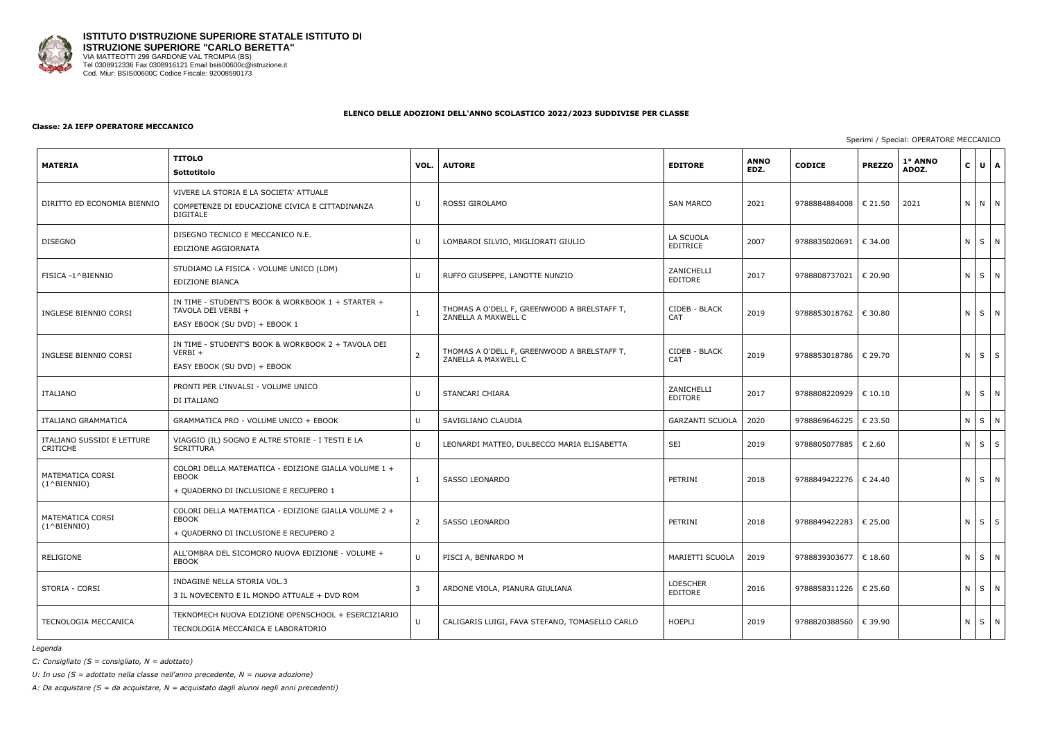**ISTITUTO D'ISTRUZIONE SUPERIORE STATALE ISTITUTO DI ISTRUZIONE SUPERIORE "CARLO BERETTA"**
VIA MATTEOTTI 299 GARDONE VAL TROMPIA (BS)
Tel 0308912336 Fax 0308916121 Email bsis00600c@istruzione.it
Cod. Miur: BSIS00600C Codice Fiscale: 92008590173

## ELENCO DELLE ADOZIONI DELL'ANNO SCOLASTICO 2022/2023 SUDDIVISE PER CLASSE

**Classe: 2A IEFP OPERATORE MECCANICO**

Sperimi / Special: OPERATORE MECCANICO

| MATERIA | TITOLO Sottotitolo | VOL. | AUTORE | EDITORE | ANNO EDZ. | CODICE | PREZZO | 1° ANNO ADOZ. | C | U | A |
|---|---|---|---|---|---|---|---|---|---|---|---|
| DIRITTO ED ECONOMIA BIENNIO | VIVERE LA STORIA E LA SOCIETA' ATTUALE<br>COMPETENZE DI EDUCAZIONE CIVICA E CITTADINANZA DIGITALE | U | ROSSI GIROLAMO | SAN MARCO | 2021 | 9788884884008 | € 21.50 | 2021 | N | N | N |
| DISEGNO | DISEGNO TECNICO E MECCANICO N.E.<br>EDIZIONE AGGIORNATA | U | LOMBARDI SILVIO, MIGLIORATI GIULIO | LA SCUOLA EDITRICE | 2007 | 9788835020691 | € 34.00 | | N | S | N |
| FISICA -1^BIENNIO | STUDIAMO LA FISICA - VOLUME UNICO (LDM)<br>EDIZIONE BIANCA | U | RUFFO GIUSEPPE, LANOTTE NUNZIO | ZANICHELLI EDITORE | 2017 | 9788808737021 | € 20.90 | | N | S | N |
| INGLESE BIENNIO CORSI | IN TIME - STUDENT'S BOOK & WORKBOOK 1 + STARTER + TAVOLA DEI VERBI +<br>EASY EBOOK (SU DVD) + EBOOK 1 | 1 | THOMAS A O'DELL F, GREENWOOD A BRELSTAFF T, ZANELLA A MAXWELL C | CIDEB - BLACK CAT | 2019 | 9788853018762 | € 30.80 | | N | S | N |
| INGLESE BIENNIO CORSI | IN TIME - STUDENT'S BOOK & WORKBOOK 2 + TAVOLA DEI VERBI +<br>EASY EBOOK (SU DVD) + EBOOK | 2 | THOMAS A O'DELL F, GREENWOOD A BRELSTAFF T, ZANELLA A MAXWELL C | CIDEB - BLACK CAT | 2019 | 9788853018786 | € 29.70 | | N | S | S |
| ITALIANO | PRONTI PER L'INVALSI - VOLUME UNICO<br>DI ITALIANO | U | STANCARI CHIARA | ZANICHELLI EDITORE | 2017 | 9788808220929 | € 10.10 | | N | S | N |
| ITALIANO GRAMMATICA | GRAMMATICA PRO - VOLUME UNICO + EBOOK | U | SAVIGLIANO CLAUDIA | GARZANTI SCUOLA | 2020 | 9788869646225 | € 23.50 | | N | S | N |
| ITALIANO SUSSIDI E LETTURE CRITICHE | VIAGGIO (IL) SOGNO E ALTRE STORIE - I TESTI E LA SCRITTURA | U | LEONARDI MATTEO, DULBECCO MARIA ELISABETTA | SEI | 2019 | 9788805077885 | € 2.60 | | N | S | S |
| MATEMATICA CORSI (1^BIENNIO) | COLORI DELLA MATEMATICA - EDIZIONE GIALLA VOLUME 1 + EBOOK<br>+ QUADERNO DI INCLUSIONE E RECUPERO 1 | 1 | SASSO LEONARDO | PETRINI | 2018 | 9788849422276 | € 24.40 | | N | S | N |
| MATEMATICA CORSI (1^BIENNIO) | COLORI DELLA MATEMATICA - EDIZIONE GIALLA VOLUME 2 + EBOOK<br>+ QUADERNO DI INCLUSIONE E RECUPERO 2 | 2 | SASSO LEONARDO | PETRINI | 2018 | 9788849422283 | € 25.00 | | N | S | S |
| RELIGIONE | ALL'OMBRA DEL SICOMORO NUOVA EDIZIONE - VOLUME + EBOOK | U | PISCI A, BENNARDO M | MARIETTI SCUOLA | 2019 | 9788839303677 | € 18.60 | | N | S | N |
| STORIA - CORSI | INDAGINE NELLA STORIA VOL.3<br>3 IL NOVECENTO E IL MONDO ATTUALE + DVD ROM | 3 | ARDONE VIOLA, PIANURA GIULIANA | LOESCHER EDITORE | 2016 | 9788858311226 | € 25.60 | | N | S | N |
| TECNOLOGIA MECCANICA | TEKNOMECH NUOVA EDIZIONE OPENSCHOOL + ESERCIZIARIO<br>TECNOLOGIA MECCANICA E LABORATORIO | U | CALIGARIS LUIGI, FAVA STEFANO, TOMASELLO CARLO | HOEPLI | 2019 | 9788820388560 | € 39.90 | | N | S | N |

*Legenda*

*C: Consigliato (S = consigliato, N = adottato)*

*U: In uso (S = adottato nella classe nell'anno precedente, N = nuova adozione)*

*A: Da acquistare (S = da acquistare, N = acquistato dagli alunni negli anni precedenti)*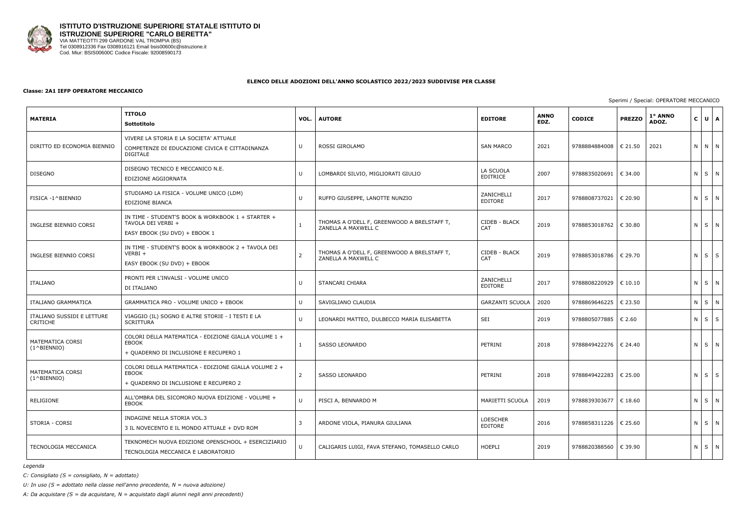**ISTITUTO D'ISTRUZIONE SUPERIORE STATALE ISTITUTO DI ISTRUZIONE SUPERIORE "CARLO BERETTA"**
VIA MATTEOTTI 299 GARDONE VAL TROMPIA (BS)
Tel 0308912336 Fax 0308916121 Email bsis00600c@istruzione.it
Cod. Miur: BSIS00600C Codice Fiscale: 92008590173

**ELENCO DELLE ADOZIONI DELL'ANNO SCOLASTICO 2022/2023 SUDDIVISE PER CLASSE**

**Classe: 2A1 IEFP OPERATORE MECCANICO**

Sperimi / Special: OPERATORE MECCANICO

| MATERIA | TITOLO Sottotitolo | VOL. | AUTORE | EDITORE | ANNO EDZ. | CODICE | PREZZO | 1° ANNO ADOZ. | C | U | A |
|---|---|---|---|---|---|---|---|---|---|---|---|
| DIRITTO ED ECONOMIA BIENNIO | VIVERE LA STORIA E LA SOCIETA' ATTUALE<br>COMPETENZE DI EDUCAZIONE CIVICA E CITTADINANZA DIGITALE | U | ROSSI GIROLAMO | SAN MARCO | 2021 | 9788884884008 | € 21.50 | 2021 | N | N | N |
| DISEGNO | DISEGNO TECNICO E MECCANICO N.E.<br>EDIZIONE AGGIORNATA | U | LOMBARDI SILVIO, MIGLIORATI GIULIO | LA SCUOLA EDITRICE | 2007 | 9788835020691 | € 34.00 | | N | S | N |
| FISICA -1^BIENNIO | STUDIAMO LA FISICA - VOLUME UNICO (LDM)<br>EDIZIONE BIANCA | U | RUFFO GIUSEPPE, LANOTTE NUNZIO | ZANICHELLI EDITORE | 2017 | 9788808737021 | € 20.90 | | N | S | N |
| INGLESE BIENNIO CORSI | IN TIME - STUDENT'S BOOK & WORKBOOK 1 + STARTER + TAVOLA DEI VERBI +<br>EASY EBOOK (SU DVD) + EBOOK 1 | 1 | THOMAS A O'DELL F, GREENWOOD A BRELSTAFF T, ZANELLA A MAXWELL C | CIDEB - BLACK CAT | 2019 | 9788853018762 | € 30.80 | | N | S | N |
| INGLESE BIENNIO CORSI | IN TIME - STUDENT'S BOOK & WORKBOOK 2 + TAVOLA DEI VERBI +<br>EASY EBOOK (SU DVD) + EBOOK | 2 | THOMAS A O'DELL F, GREENWOOD A BRELSTAFF T, ZANELLA A MAXWELL C | CIDEB - BLACK CAT | 2019 | 9788853018786 | € 29.70 | | N | S | S |
| ITALIANO | PRONTI PER L'INVALSI - VOLUME UNICO<br>DI ITALIANO | U | STANCARI CHIARA | ZANICHELLI EDITORE | 2017 | 9788808220929 | € 10.10 | | N | S | N |
| ITALIANO GRAMMATICA | GRAMMATICA PRO - VOLUME UNICO + EBOOK | U | SAVIGLIANO CLAUDIA | GARZANTI SCUOLA | 2020 | 9788869646225 | € 23.50 | | N | S | N |
| ITALIANO SUSSIDI E LETTURE CRITICHE | VIAGGIO (IL) SOGNO E ALTRE STORIE - I TESTI E LA SCRITTURA | U | LEONARDI MATTEO, DULBECCO MARIA ELISABETTA | SEI | 2019 | 9788805077885 | € 2.60 | | N | S | S |
| MATEMATICA CORSI (1^BIENNIO) | COLORI DELLA MATEMATICA - EDIZIONE GIALLA VOLUME 1 + EBOOK<br>+ QUADERNO DI INCLUSIONE E RECUPERO 1 | 1 | SASSO LEONARDO | PETRINI | 2018 | 9788849422276 | € 24.40 | | N | S | N |
| MATEMATICA CORSI (1^BIENNIO) | COLORI DELLA MATEMATICA - EDIZIONE GIALLA VOLUME 2 + EBOOK<br>+ QUADERNO DI INCLUSIONE E RECUPERO 2 | 2 | SASSO LEONARDO | PETRINI | 2018 | 9788849422283 | € 25.00 | | N | S | S |
| RELIGIONE | ALL'OMBRA DEL SICOMORO NUOVA EDIZIONE - VOLUME + EBOOK | U | PISCI A, BENNARDO M | MARIETTI SCUOLA | 2019 | 9788839303677 | € 18.60 | | N | S | N |
| STORIA - CORSI | INDAGINE NELLA STORIA VOL.3<br>3 IL NOVECENTO E IL MONDO ATTUALE + DVD ROM | 3 | ARDONE VIOLA, PIANURA GIULIANA | LOESCHER EDITORE | 2016 | 9788858311226 | € 25.60 | | N | S | N |
| TECNOLOGIA MECCANICA | TEKNOMECH NUOVA EDIZIONE OPENSCHOOL + ESERCIZIARIO<br>TECNOLOGIA MECCANICA E LABORATORIO | U | CALIGARIS LUIGI, FAVA STEFANO, TOMASELLO CARLO | HOEPLI | 2019 | 9788820388560 | € 39.90 | | N | S | N |

*Legenda*

*C: Consigliato (S = consigliato, N = adottato)*

*U: In uso (S = adottato nella classe nell'anno precedente, N = nuova adozione)*

*A: Da acquistare (S = da acquistare, N = acquistato dagli alunni negli anni precedenti)*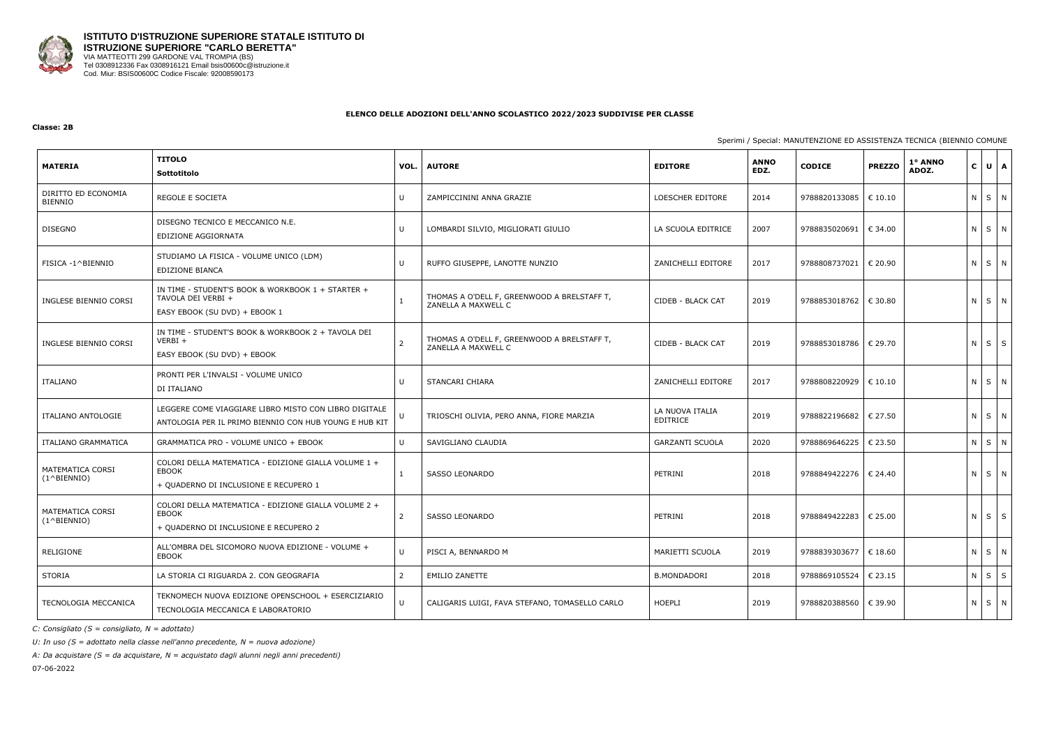**ISTITUTO D'ISTRUZIONE SUPERIORE STATALE ISTITUTO DI ISTRUZIONE SUPERIORE "CARLO BERETTA"**
VIA MATTEOTTI 299 GARDONE VAL TROMPIA (BS)
Tel 0308912336 Fax 0308916121 Email bsis00600c@istruzione.it
Cod. Miur: BSIS00600C Codice Fiscale: 92008590173

**ELENCO DELLE ADOZIONI DELL'ANNO SCOLASTICO 2022/2023 SUDDIVISE PER CLASSE**

**Classe: 2B**

Sperimi / Special: MANUTENZIONE ED ASSISTENZA TECNICA (BIENNIO COMUNE

| MATERIA | TITOLO<br>Sottotitolo | VOL. | AUTORE | EDITORE | ANNO EDZ. | CODICE | PREZZO | 1° ANNO ADOZ. | C | U | A |
|---|---|---|---|---|---|---|---|---|---|---|---|
| DIRITTO ED ECONOMIA BIENNIO | REGOLE E SOCIETA | U | ZAMPICCININI ANNA GRAZIE | LOESCHER EDITORE | 2014 | 9788820133085 | € 10.10 | | N | S | N |
| DISEGNO | DISEGNO TECNICO E MECCANICO N.E.<br>EDIZIONE AGGIORNATA | U | LOMBARDI SILVIO, MIGLIORATI GIULIO | LA SCUOLA EDITRICE | 2007 | 9788835020691 | € 34.00 | | N | S | N |
| FISICA -1^BIENNIO | STUDIAMO LA FISICA - VOLUME UNICO (LDM)<br>EDIZIONE BIANCA | U | RUFFO GIUSEPPE, LANOTTE NUNZIO | ZANICHELLI EDITORE | 2017 | 9788808737021 | € 20.90 | | N | S | N |
| INGLESE BIENNIO CORSI | IN TIME - STUDENT'S BOOK & WORKBOOK 1 + STARTER + TAVOLA DEI VERBI +<br>EASY EBOOK (SU DVD) + EBOOK 1 | 1 | THOMAS A O'DELL F, GREENWOOD A BRELSTAFF T, ZANELLA A MAXWELL C | CIDEB - BLACK CAT | 2019 | 9788853018762 | € 30.80 | | N | S | N |
| INGLESE BIENNIO CORSI | IN TIME - STUDENT'S BOOK & WORKBOOK 2 + TAVOLA DEI VERBI +<br>EASY EBOOK (SU DVD) + EBOOK | 2 | THOMAS A O'DELL F, GREENWOOD A BRELSTAFF T, ZANELLA A MAXWELL C | CIDEB - BLACK CAT | 2019 | 9788853018786 | € 29.70 | | N | S | S |
| ITALIANO | PRONTI PER L'INVALSI - VOLUME UNICO<br>DI ITALIANO | U | STANCARI CHIARA | ZANICHELLI EDITORE | 2017 | 9788808220929 | € 10.10 | | N | S | N |
| ITALIANO ANTOLOGIE | LEGGERE COME VIAGGIARE LIBRO MISTO CON LIBRO DIGITALE<br>ANTOLOGIA PER IL PRIMO BIENNIO CON HUB YOUNG E HUB KIT | U | TRIOSCHI OLIVIA, PERO ANNA, FIORE MARZIA | LA NUOVA ITALIA EDITRICE | 2019 | 9788822196682 | € 27.50 | | N | S | N |
| ITALIANO GRAMMATICA | GRAMMATICA PRO - VOLUME UNICO + EBOOK | U | SAVIGLIANO CLAUDIA | GARZANTI SCUOLA | 2020 | 9788869646225 | € 23.50 | | N | S | N |
| MATEMATICA CORSI (1^BIENNIO) | COLORI DELLA MATEMATICA - EDIZIONE GIALLA VOLUME 1 + EBOOK<br>+ QUADERNO DI INCLUSIONE E RECUPERO 1 | 1 | SASSO LEONARDO | PETRINI | 2018 | 9788849422276 | € 24.40 | | N | S | N |
| MATEMATICA CORSI (1^BIENNIO) | COLORI DELLA MATEMATICA - EDIZIONE GIALLA VOLUME 2 + EBOOK<br>+ QUADERNO DI INCLUSIONE E RECUPERO 2 | 2 | SASSO LEONARDO | PETRINI | 2018 | 9788849422283 | € 25.00 | | N | S | S |
| RELIGIONE | ALL'OMBRA DEL SICOMORO NUOVA EDIZIONE - VOLUME + EBOOK | U | PISCI A, BENNARDO M | MARIETTI SCUOLA | 2019 | 9788839303677 | € 18.60 | | N | S | N |
| STORIA | LA STORIA CI RIGUARDA 2. CON GEOGRAFIA | 2 | EMILIO ZANETTE | B.MONDADORI | 2018 | 9788869105524 | € 23.15 | | N | S | S |
| TECNOLOGIA MECCANICA | TEKNOMECH NUOVA EDIZIONE OPENSCHOOL + ESERCIZIARIO<br>TECNOLOGIA MECCANICA E LABORATORIO | U | CALIGARIS LUIGI, FAVA STEFANO, TOMASELLO CARLO | HOEPLI | 2019 | 9788820388560 | € 39.90 | | N | S | N |

*C: Consigliato (S = consigliato, N = adottato)*

*U: In uso (S = adottato nella classe nell'anno precedente, N = nuova adozione)*

*A: Da acquistare (S = da acquistare, N = acquistato dagli alunni negli anni precedenti)*

07-06-2022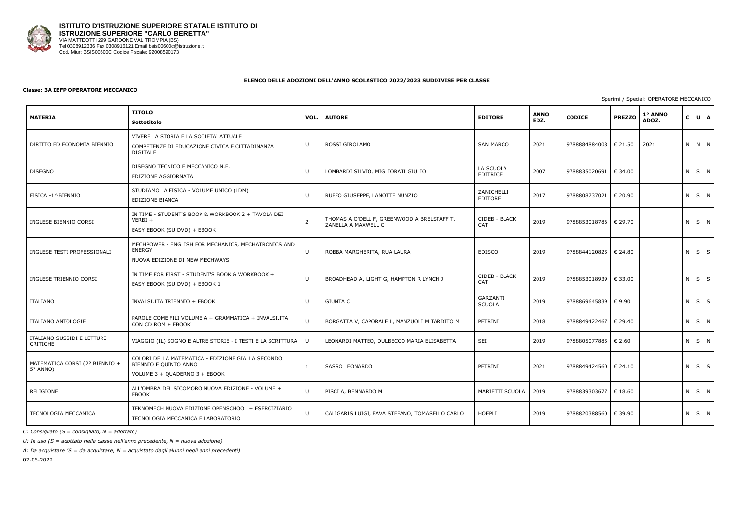**ISTITUTO D'ISTRUZIONE SUPERIORE STATALE ISTITUTO DI ISTRUZIONE SUPERIORE "CARLO BERETTA"**
VIA MATTEOTTI 299 GARDONE VAL TROMPIA (BS)
Tel 0308912336 Fax 0308916121 Email bsis00600c@istruzione.it
Cod. Miur: BSIS00600C Codice Fiscale: 92008590173

**ELENCO DELLE ADOZIONI DELL'ANNO SCOLASTICO 2022/2023 SUDDIVISE PER CLASSE**

**Classe: 3A IEFP OPERATORE MECCANICO**

Sperimi / Special: OPERATORE MECCANICO

| MATERIA | TITOLO<br>Sottotitolo | VOL. | AUTORE | EDITORE | ANNO EDZ. | CODICE | PREZZO | 1° ANNO ADOZ. | C | U | A |
|---|---|---|---|---|---|---|---|---|---|---|---|
| DIRITTO ED ECONOMIA BIENNIO | VIVERE LA STORIA E LA SOCIETA' ATTUALE<br>COMPETENZE DI EDUCAZIONE CIVICA E CITTADINANZA DIGITALE | U | ROSSI GIROLAMO | SAN MARCO | 2021 | 9788884884008 | € 21.50 | 2021 | N | N | N |
| DISEGNO | DISEGNO TECNICO E MECCANICO N.E.<br>EDIZIONE AGGIORNATA | U | LOMBARDI SILVIO, MIGLIORATI GIULIO | LA SCUOLA EDITRICE | 2007 | 9788835020691 | € 34.00 | | N | S | N |
| FISICA -1^BIENNIO | STUDIAMO LA FISICA - VOLUME UNICO (LDM)<br>EDIZIONE BIANCA | U | RUFFO GIUSEPPE, LANOTTE NUNZIO | ZANICHELLI EDITORE | 2017 | 9788808737021 | € 20.90 | | N | S | N |
| INGLESE BIENNIO CORSI | IN TIME - STUDENT'S BOOK & WORKBOOK 2 + TAVOLA DEI VERBI +<br>EASY EBOOK (SU DVD) + EBOOK | 2 | THOMAS A O'DELL F, GREENWOOD A BRELSTAFF T, ZANELLA A MAXWELL C | CIDEB - BLACK CAT | 2019 | 9788853018786 | € 29.70 | | N | S | N |
| INGLESE TESTI PROFESSIONALI | MECHPOWER - ENGLISH FOR MECHANICS, MECHATRONICS AND ENERGY<br>NUOVA EDIZIONE DI NEW MECHWAYS | U | ROBBA MARGHERITA, RUA LAURA | EDISCO | 2019 | 9788844120825 | € 24.80 | | N | S | S |
| INGLESE TRIENNIO CORSI | IN TIME FOR FIRST - STUDENT'S BOOK & WORKBOOK +<br>EASY EBOOK (SU DVD) + EBOOK 1 | U | BROADHEAD A, LIGHT G, HAMPTON R LYNCH J | CIDEB - BLACK CAT | 2019 | 9788853018939 | € 33.00 | | N | S | S |
| ITALIANO | INVALSI.ITA TRIENNIO + EBOOK | U | GIUNTA C | GARZANTI SCUOLA | 2019 | 9788869645839 | € 9.90 | | N | S | S |
| ITALIANO ANTOLOGIE | PAROLE COME FILI VOLUME A + GRAMMATICA + INVALSI.ITA CON CD ROM + EBOOK | U | BORGATTA V, CAPORALE L, MANZUOLI M TARDITO M | PETRINI | 2018 | 9788849422467 | € 29.40 | | N | S | N |
| ITALIANO SUSSIDI E LETTURE CRITICHE | VIAGGIO (IL) SOGNO E ALTRE STORIE - I TESTI E LA SCRITTURA | U | LEONARDI MATTEO, DULBECCO MARIA ELISABETTA | SEI | 2019 | 9788805077885 | € 2.60 | | N | S | N |
| MATEMATICA CORSI (2? BIENNIO + 5? ANNO) | COLORI DELLA MATEMATICA - EDIZIONE GIALLA SECONDO BIENNIO E QUINTO ANNO<br>VOLUME 3 + QUADERNO 3 + EBOOK | 1 | SASSO LEONARDO | PETRINI | 2021 | 9788849424560 | € 24.10 | | N | S | S |
| RELIGIONE | ALL'OMBRA DEL SICOMORO NUOVA EDIZIONE - VOLUME + EBOOK | U | PISCI A, BENNARDO M | MARIETTI SCUOLA | 2019 | 9788839303677 | € 18.60 | | N | S | N |
| TECNOLOGIA MECCANICA | TEKNOMECH NUOVA EDIZIONE OPENSCHOOL + ESERCIZIARIO<br>TECNOLOGIA MECCANICA E LABORATORIO | U | CALIGARIS LUIGI, FAVA STEFANO, TOMASELLO CARLO | HOEPLI | 2019 | 9788820388560 | € 39.90 | | N | S | N |

*C: Consigliato (S = consigliato, N = adottato)*

*U: In uso (S = adottato nella classe nell'anno precedente, N = nuova adozione)*

*A: Da acquistare (S = da acquistare, N = acquistato dagli alunni negli anni precedenti)*

07-06-2022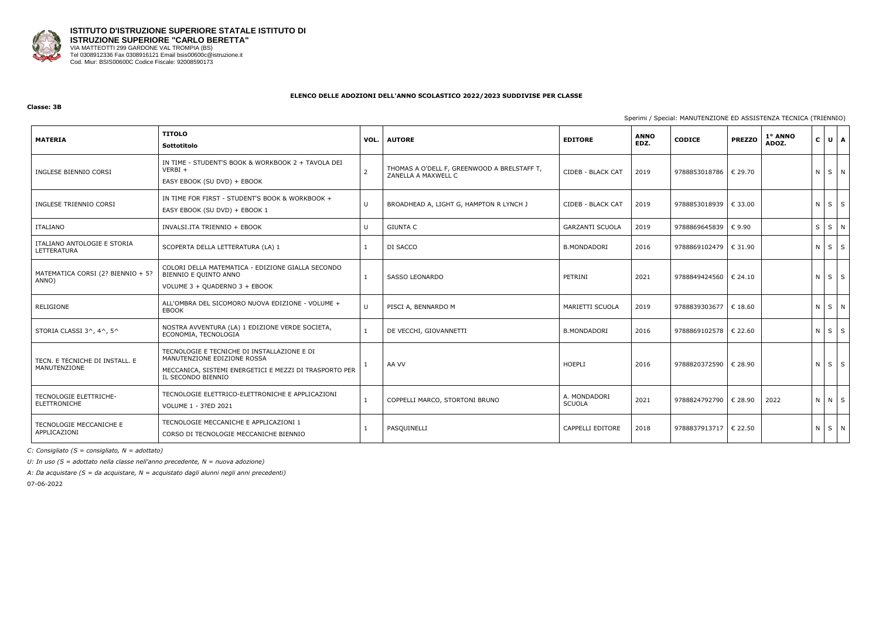**ISTITUTO D'ISTRUZIONE SUPERIORE STATALE ISTITUTO DI ISTRUZIONE SUPERIORE "CARLO BERETTA"**
VIA MATTEOTTI 299 GARDONE VAL TROMPIA (BS)
Tel 0308912336 Fax 0308916121 Email bsis00600c@istruzione.it
Cod. Miur: BSIS00600C Codice Fiscale: 92008590173

## ELENCO DELLE ADOZIONI DELL'ANNO SCOLASTICO 2022/2023 SUDDIVISE PER CLASSE

**Classe: 3B**

Sperimi / Special: MANUTENZIONE ED ASSISTENZA TECNICA (TRIENNIO)

| MATERIA | TITOLO<br>Sottotitolo | VOL. | AUTORE | EDITORE | ANNO EDZ. | CODICE | PREZZO | 1° ANNO ADOZ. | C | U | A |
|---|---|---|---|---|---|---|---|---|---|---|---|
| INGLESE BIENNIO CORSI | IN TIME - STUDENT'S BOOK & WORKBOOK 2 + TAVOLA DEI VERBI +<br>EASY EBOOK (SU DVD) + EBOOK | 2 | THOMAS A O'DELL F, GREENWOOD A BRELSTAFF T, ZANELLA A MAXWELL C | CIDEB - BLACK CAT | 2019 | 9788853018786 | € 29.70 | | N | S | N |
| INGLESE TRIENNIO CORSI | IN TIME FOR FIRST - STUDENT'S BOOK & WORKBOOK +<br>EASY EBOOK (SU DVD) + EBOOK 1 | U | BROADHEAD A, LIGHT G, HAMPTON R LYNCH J | CIDEB - BLACK CAT | 2019 | 9788853018939 | € 33.00 | | N | S | S |
| ITALIANO | INVALSI.ITA TRIENNIO + EBOOK | U | GIUNTA C | GARZANTI SCUOLA | 2019 | 9788869645839 | € 9.90 | | S | S | N |
| ITALIANO ANTOLOGIE E STORIA LETTERATURA | SCOPERTA DELLA LETTERATURA (LA) 1 | 1 | DI SACCO | B.MONDADORI | 2016 | 9788869102479 | € 31.90 | | N | S | S |
| MATEMATICA CORSI (2? BIENNIO + 5? ANNO) | COLORI DELLA MATEMATICA - EDIZIONE GIALLA SECONDO BIENNIO E QUINTO ANNO<br>VOLUME 3 + QUADERNO 3 + EBOOK | 1 | SASSO LEONARDO | PETRINI | 2021 | 9788849424560 | € 24.10 | | N | S | S |
| RELIGIONE | ALL'OMBRA DEL SICOMORO NUOVA EDIZIONE - VOLUME + EBOOK | U | PISCI A, BENNARDO M | MARIETTI SCUOLA | 2019 | 9788839303677 | € 18.60 | | N | S | N |
| STORIA CLASSI 3^, 4^, 5^ | NOSTRA AVVENTURA (LA) 1 EDIZIONE VERDE SOCIETA, ECONOMIA, TECNOLOGIA | 1 | DE VECCHI, GIOVANNETTI | B.MONDADORI | 2016 | 9788869102578 | € 22.60 | | N | S | S |
| TECN. E TECNICHE DI INSTALL. E MANUTENZIONE | TECNOLOGIE E TECNICHE DI INSTALLAZIONE E DI MANUTENZIONE EDIZIONE ROSSA<br>MECCANICA, SISTEMI ENERGETICI E MEZZI DI TRASPORTO PER IL SECONDO BIENNIO | 1 | AA VV | HOEPLI | 2016 | 9788820372590 | € 28.90 | | N | S | S |
| TECNOLOGIE ELETTRICHE-ELETTRONICHE | TECNOLOGIE ELETTRICO-ELETTRONICHE E APPLICAZIONI<br>VOLUME 1 - 3?ED 2021 | 1 | COPPELLI MARCO, STORTONI BRUNO | A. MONDADORI SCUOLA | 2021 | 9788824792790 | € 28.90 | 2022 | N | N | S |
| TECNOLOGIE MECCANICHE E APPLICAZIONI | TECNOLOGIE MECCANICHE E APPLICAZIONI 1<br>CORSO DI TECNOLOGIE MECCANICHE BIENNIO | 1 | PASQUINELLI | CAPPELLI EDITORE | 2018 | 9788837913717 | € 22.50 | | N | S | N |

*C: Consigliato (S = consigliato, N = adottato)*

*U: In uso (S = adottato nella classe nell'anno precedente, N = nuova adozione)*

*A: Da acquistare (S = da acquistare, N = acquistato dagli alunni negli anni precedenti)*

07-06-2022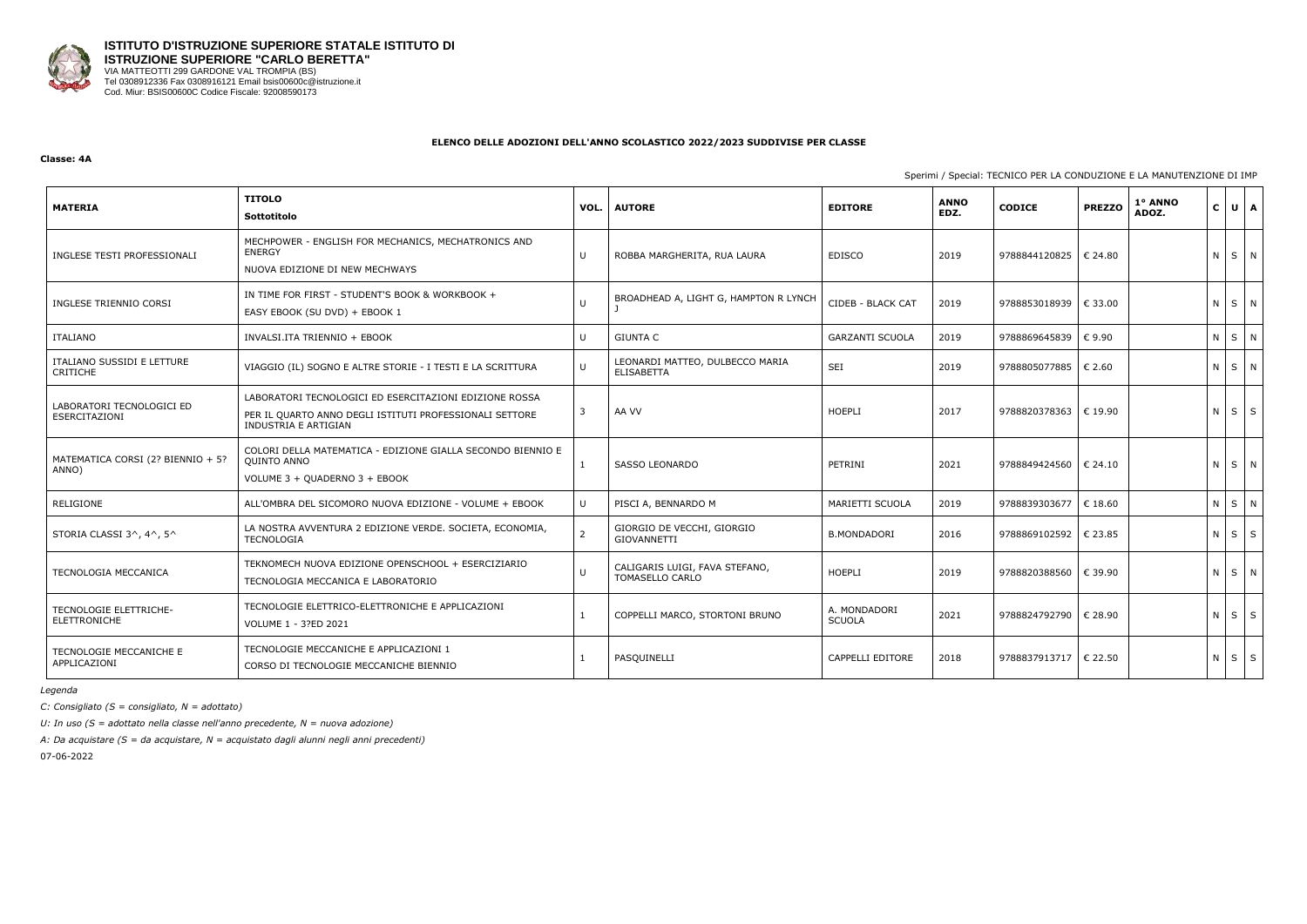**ISTITUTO D'ISTRUZIONE SUPERIORE STATALE ISTITUTO DI ISTRUZIONE SUPERIORE "CARLO BERETTA"**
VIA MATTEOTTI 299 GARDONE VAL TROMPIA (BS)
Tel 0308912336 Fax 0308916121 Email bsis00600c@istruzione.it
Cod. Miur: BSIS00600C Codice Fiscale: 92008590173

**ELENCO DELLE ADOZIONI DELL'ANNO SCOLASTICO 2022/2023 SUDDIVISE PER CLASSE**

**Classe: 4A**

Sperimi / Special: TECNICO PER LA CONDUZIONE E LA MANUTENZIONE DI IMP

| MATERIA | TITOLO Sottotitolo | VOL. | AUTORE | EDITORE | ANNO EDZ. | CODICE | PREZZO | 1° ANNO ADOZ. | C | U | A |
|---|---|---|---|---|---|---|---|---|---|---|---|
| INGLESE TESTI PROFESSIONALI | MECHPOWER - ENGLISH FOR MECHANICS, MECHATRONICS AND ENERGY<br>NUOVA EDIZIONE DI NEW MECHWAYS | U | ROBBA MARGHERITA, RUA LAURA | EDISCO | 2019 | 9788844120825 | € 24.80 | | N | S | N |
| INGLESE TRIENNIO CORSI | IN TIME FOR FIRST - STUDENT'S BOOK & WORKBOOK +<br>EASY EBOOK (SU DVD) + EBOOK 1 | U | BROADHEAD A, LIGHT G, HAMPTON R LYNCH J | CIDEB - BLACK CAT | 2019 | 9788853018939 | € 33.00 | | N | S | N |
| ITALIANO | INVALSI.ITA TRIENNIO + EBOOK | U | GIUNTA C | GARZANTI SCUOLA | 2019 | 9788869645839 | € 9.90 | | N | S | N |
| ITALIANO SUSSIDI E LETTURE CRITICHE | VIAGGIO (IL) SOGNO E ALTRE STORIE - I TESTI E LA SCRITTURA | U | LEONARDI MATTEO, DULBECCO MARIA ELISABETTA | SEI | 2019 | 9788805077885 | € 2.60 | | N | S | N |
| LABORATORI TECNOLOGICI ED ESERCITAZIONI | LABORATORI TECNOLOGICI ED ESERCITAZIONI EDIZIONE ROSSA<br>PER IL QUARTO ANNO DEGLI ISTITUTI PROFESSIONALI SETTORE INDUSTRIA E ARTIGIAN | 3 | AA VV | HOEPLI | 2017 | 9788820378363 | € 19.90 | | N | S | S |
| MATEMATICA CORSI (2? BIENNIO + 5? ANNO) | COLORI DELLA MATEMATICA - EDIZIONE GIALLA SECONDO BIENNIO E QUINTO ANNO<br>VOLUME 3 + QUADERNO 3 + EBOOK | 1 | SASSO LEONARDO | PETRINI | 2021 | 9788849424560 | € 24.10 | | N | S | N |
| RELIGIONE | ALL'OMBRA DEL SICOMORO NUOVA EDIZIONE - VOLUME + EBOOK | U | PISCI A, BENNARDO M | MARIETTI SCUOLA | 2019 | 9788839303677 | € 18.60 | | N | S | N |
| STORIA CLASSI 3^, 4^, 5^ | LA NOSTRA AVVENTURA 2 EDIZIONE VERDE. SOCIETA, ECONOMIA, TECNOLOGIA | 2 | GIORGIO DE VECCHI, GIORGIO GIOVANNETTI | B.MONDADORI | 2016 | 9788869102592 | € 23.85 | | N | S | S |
| TECNOLOGIA MECCANICA | TEKNOMECH NUOVA EDIZIONE OPENSCHOOL + ESERCIZIARIO<br>TECNOLOGIA MECCANICA E LABORATORIO | U | CALIGARIS LUIGI, FAVA STEFANO, TOMASELLO CARLO | HOEPLI | 2019 | 9788820388560 | € 39.90 | | N | S | N |
| TECNOLOGIE ELETTRICHE-ELETTRONICHE | TECNOLOGIE ELETTRICO-ELETTRONICHE E APPLICAZIONI<br>VOLUME 1 - 3?ED 2021 | 1 | COPPELLI MARCO, STORTONI BRUNO | A. MONDADORI SCUOLA | 2021 | 9788824792790 | € 28.90 | | N | S | S |
| TECNOLOGIE MECCANICHE E APPLICAZIONI | TECNOLOGIE MECCANICHE E APPLICAZIONI 1<br>CORSO DI TECNOLOGIE MECCANICHE BIENNIO | 1 | PASQUINELLI | CAPPELLI EDITORE | 2018 | 9788837913717 | € 22.50 | | N | S | S |

*Legenda*

*C: Consigliato (S = consigliato, N = adottato)*

*U: In uso (S = adottato nella classe nell'anno precedente, N = nuova adozione)*

*A: Da acquistare (S = da acquistare, N = acquistato dagli alunni negli anni precedenti)*

07-06-2022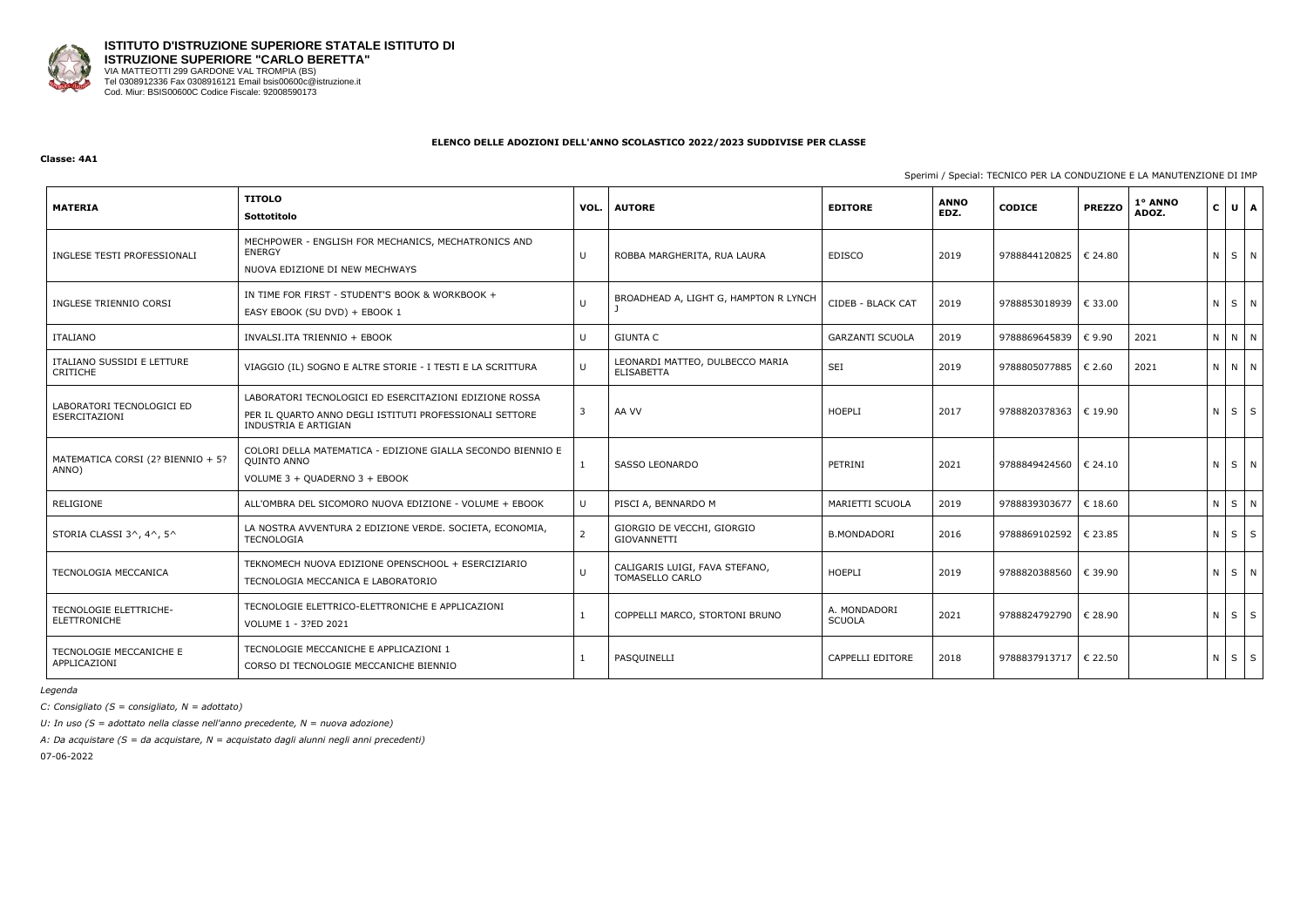**ISTITUTO D'ISTRUZIONE SUPERIORE STATALE ISTITUTO DI ISTRUZIONE SUPERIORE "CARLO BERETTA"**
VIA MATTEOTTI 299 GARDONE VAL TROMPIA (BS)
Tel 0308912336 Fax 0308916121 Email bsis00600c@istruzione.it
Cod. Miur: BSIS00600C Codice Fiscale: 92008590173

**ELENCO DELLE ADOZIONI DELL'ANNO SCOLASTICO 2022/2023 SUDDIVISE PER CLASSE**

**Classe: 4A1**

Sperimi / Special: TECNICO PER LA CONDUZIONE E LA MANUTENZIONE DI IMP

| MATERIA | TITOLO Sottotitolo | VOL. | AUTORE | EDITORE | ANNO EDZ. | CODICE | PREZZO | 1° ANNO ADOZ. | C | U | A |
|---|---|---|---|---|---|---|---|---|---|---|---|
| INGLESE TESTI PROFESSIONALI | MECHPOWER - ENGLISH FOR MECHANICS, MECHATRONICS AND ENERGY<br>NUOVA EDIZIONE DI NEW MECHWAYS | U | ROBBA MARGHERITA, RUA LAURA | EDISCO | 2019 | 9788844120825 | € 24.80 | | N | S | N |
| INGLESE TRIENNIO CORSI | IN TIME FOR FIRST - STUDENT'S BOOK & WORKBOOK +<br>EASY EBOOK (SU DVD) + EBOOK 1 | U | BROADHEAD A, LIGHT G, HAMPTON R LYNCH J | CIDEB - BLACK CAT | 2019 | 9788853018939 | € 33.00 | | N | S | N |
| ITALIANO | INVALSI.ITA TRIENNIO + EBOOK | U | GIUNTA C | GARZANTI SCUOLA | 2019 | 9788869645839 | € 9.90 | 2021 | N | N | N |
| ITALIANO SUSSIDI E LETTURE CRITICHE | VIAGGIO (IL) SOGNO E ALTRE STORIE - I TESTI E LA SCRITTURA | U | LEONARDI MATTEO, DULBECCO MARIA ELISABETTA | SEI | 2019 | 9788805077885 | € 2.60 | 2021 | N | N | N |
| LABORATORI TECNOLOGICI ED ESERCITAZIONI | LABORATORI TECNOLOGICI ED ESERCITAZIONI EDIZIONE ROSSA<br>PER IL QUARTO ANNO DEGLI ISTITUTI PROFESSIONALI SETTORE INDUSTRIA E ARTIGIAN | 3 | AA VV | HOEPLI | 2017 | 9788820378363 | € 19.90 | | N | S | S |
| MATEMATICA CORSI (2? BIENNIO + 5? ANNO) | COLORI DELLA MATEMATICA - EDIZIONE GIALLA SECONDO BIENNIO E QUINTO ANNO<br>VOLUME 3 + QUADERNO 3 + EBOOK | 1 | SASSO LEONARDO | PETRINI | 2021 | 9788849424560 | € 24.10 | | N | S | N |
| RELIGIONE | ALL'OMBRA DEL SICOMORO NUOVA EDIZIONE - VOLUME + EBOOK | U | PISCI A, BENNARDO M | MARIETTI SCUOLA | 2019 | 9788839303677 | € 18.60 | | N | S | N |
| STORIA CLASSI 3^, 4^, 5^ | LA NOSTRA AVVENTURA 2 EDIZIONE VERDE. SOCIETA, ECONOMIA, TECNOLOGIA | 2 | GIORGIO DE VECCHI, GIORGIO GIOVANNETTI | B.MONDADORI | 2016 | 9788869102592 | € 23.85 | | N | S | S |
| TECNOLOGIA MECCANICA | TEKNOMECH NUOVA EDIZIONE OPENSCHOOL + ESERCIZIARIO<br>TECNOLOGIA MECCANICA E LABORATORIO | U | CALIGARIS LUIGI, FAVA STEFANO, TOMASELLO CARLO | HOEPLI | 2019 | 9788820388560 | € 39.90 | | N | S | N |
| TECNOLOGIE ELETTRICHE-ELETTRONICHE | TECNOLOGIE ELETTRICO-ELETTRONICHE E APPLICAZIONI<br>VOLUME 1 - 3?ED 2021 | 1 | COPPELLI MARCO, STORTONI BRUNO | A. MONDADORI SCUOLA | 2021 | 9788824792790 | € 28.90 | | N | S | S |
| TECNOLOGIE MECCANICHE E APPLICAZIONI | TECNOLOGIE MECCANICHE E APPLICAZIONI 1<br>CORSO DI TECNOLOGIE MECCANICHE BIENNIO | 1 | PASQUINELLI | CAPPELLI EDITORE | 2018 | 9788837913717 | € 22.50 | | N | S | S |

*Legenda*

*C: Consigliato (S = consigliato, N = adottato)*

*U: In uso (S = adottato nella classe nell'anno precedente, N = nuova adozione)*

*A: Da acquistare (S = da acquistare, N = acquistato dagli alunni negli anni precedenti)*

07-06-2022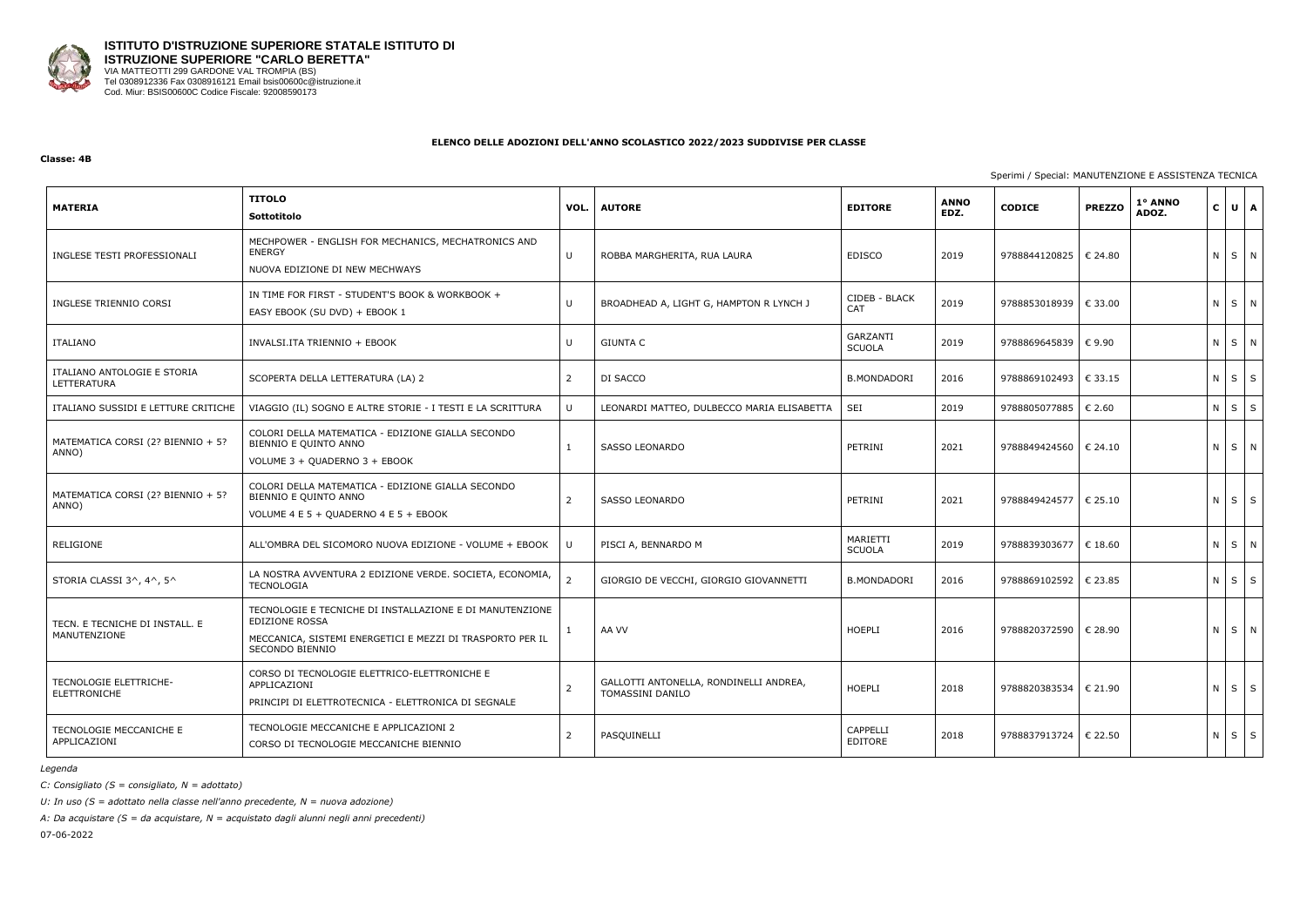**ISTITUTO D'ISTRUZIONE SUPERIORE STATALE ISTITUTO DI ISTRUZIONE SUPERIORE "CARLO BERETTA"**
VIA MATTEOTTI 299 GARDONE VAL TROMPIA (BS)
Tel 0308912336 Fax 0308916121 Email bsis00600c@istruzione.it
Cod. Miur: BSIS00600C Codice Fiscale: 92008590173

**ELENCO DELLE ADOZIONI DELL'ANNO SCOLASTICO 2022/2023 SUDDIVISE PER CLASSE**

**Classe: 4B**

Sperimi / Special: MANUTENZIONE E ASSISTENZA TECNICA

| MATERIA | TITOLO Sottotitolo | VOL. | AUTORE | EDITORE | ANNO EDZ. | CODICE | PREZZO | 1° ANNO ADOZ. | C | U | A |
|---|---|---|---|---|---|---|---|---|---|---|---|
| INGLESE TESTI PROFESSIONALI | MECHPOWER - ENGLISH FOR MECHANICS, MECHATRONICS AND ENERGY<br>NUOVA EDIZIONE DI NEW MECHWAYS | U | ROBBA MARGHERITA, RUA LAURA | EDISCO | 2019 | 9788844120825 | € 24.80 | | N | S | N |
| INGLESE TRIENNIO CORSI | IN TIME FOR FIRST - STUDENT'S BOOK & WORKBOOK +<br>EASY EBOOK (SU DVD) + EBOOK 1 | U | BROADHEAD A, LIGHT G, HAMPTON R LYNCH J | CIDEB - BLACK CAT | 2019 | 9788853018939 | € 33.00 | | N | S | N |
| ITALIANO | INVALSI.ITA TRIENNIO + EBOOK | U | GIUNTA C | GARZANTI SCUOLA | 2019 | 9788869645839 | € 9.90 | | N | S | N |
| ITALIANO ANTOLOGIE E STORIA LETTERATURA | SCOPERTA DELLA LETTERATURA (LA) 2 | 2 | DI SACCO | B.MONDADORI | 2016 | 9788869102493 | € 33.15 | | N | S | S |
| ITALIANO SUSSIDI E LETTURE CRITICHE | VIAGGIO (IL) SOGNO E ALTRE STORIE - I TESTI E LA SCRITTURA | U | LEONARDI MATTEO, DULBECCO MARIA ELISABETTA | SEI | 2019 | 9788805077885 | € 2.60 | | N | S | S |
| MATEMATICA CORSI (2? BIENNIO + 5? ANNO) | COLORI DELLA MATEMATICA - EDIZIONE GIALLA SECONDO BIENNIO E QUINTO ANNO<br>VOLUME 3 + QUADERNO 3 + EBOOK | 1 | SASSO LEONARDO | PETRINI | 2021 | 9788849424560 | € 24.10 | | N | S | N |
| MATEMATICA CORSI (2? BIENNIO + 5? ANNO) | COLORI DELLA MATEMATICA - EDIZIONE GIALLA SECONDO BIENNIO E QUINTO ANNO<br>VOLUME 4 E 5 + QUADERNO 4 E 5 + EBOOK | 2 | SASSO LEONARDO | PETRINI | 2021 | 9788849424577 | € 25.10 | | N | S | S |
| RELIGIONE | ALL'OMBRA DEL SICOMORO NUOVA EDIZIONE - VOLUME + EBOOK | U | PISCI A, BENNARDO M | MARIETTI SCUOLA | 2019 | 9788839303677 | € 18.60 | | N | S | N |
| STORIA CLASSI 3^, 4^, 5^ | LA NOSTRA AVVENTURA 2 EDIZIONE VERDE. SOCIETA, ECONOMIA, TECNOLOGIA | 2 | GIORGIO DE VECCHI, GIORGIO GIOVANNETTI | B.MONDADORI | 2016 | 9788869102592 | € 23.85 | | N | S | S |
| TECN. E TECNICHE DI INSTALL. E MANUTENZIONE | TECNOLOGIE E TECNICHE DI INSTALLAZIONE E DI MANUTENZIONE EDIZIONE ROSSA<br>MECCANICA, SISTEMI ENERGETICI E MEZZI DI TRASPORTO PER IL SECONDO BIENNIO | 1 | AA VV | HOEPLI | 2016 | 9788820372590 | € 28.90 | | N | S | N |
| TECNOLOGIE ELETTRICHE-ELETTRONICHE | CORSO DI TECNOLOGIE ELETTRICO-ELETTRONICHE E APPLICAZIONI<br>PRINCIPI DI ELETTROTECNICA - ELETTRONICA DI SEGNALE | 2 | GALLOTTI ANTONELLA, RONDINELLI ANDREA, TOMASSINI DANILO | HOEPLI | 2018 | 9788820383534 | € 21.90 | | N | S | S |
| TECNOLOGIE MECCANICHE E APPLICAZIONI | TECNOLOGIE MECCANICHE E APPLICAZIONI 2<br>CORSO DI TECNOLOGIE MECCANICHE BIENNIO | 2 | PASQUINELLI | CAPPELLI EDITORE | 2018 | 9788837913724 | € 22.50 | | N | S | S |

*Legenda*

*C: Consigliato (S = consigliato, N = adottato)*

*U: In uso (S = adottato nella classe nell'anno precedente, N = nuova adozione)*

*A: Da acquistare (S = da acquistare, N = acquistato dagli alunni negli anni precedenti)*

07-06-2022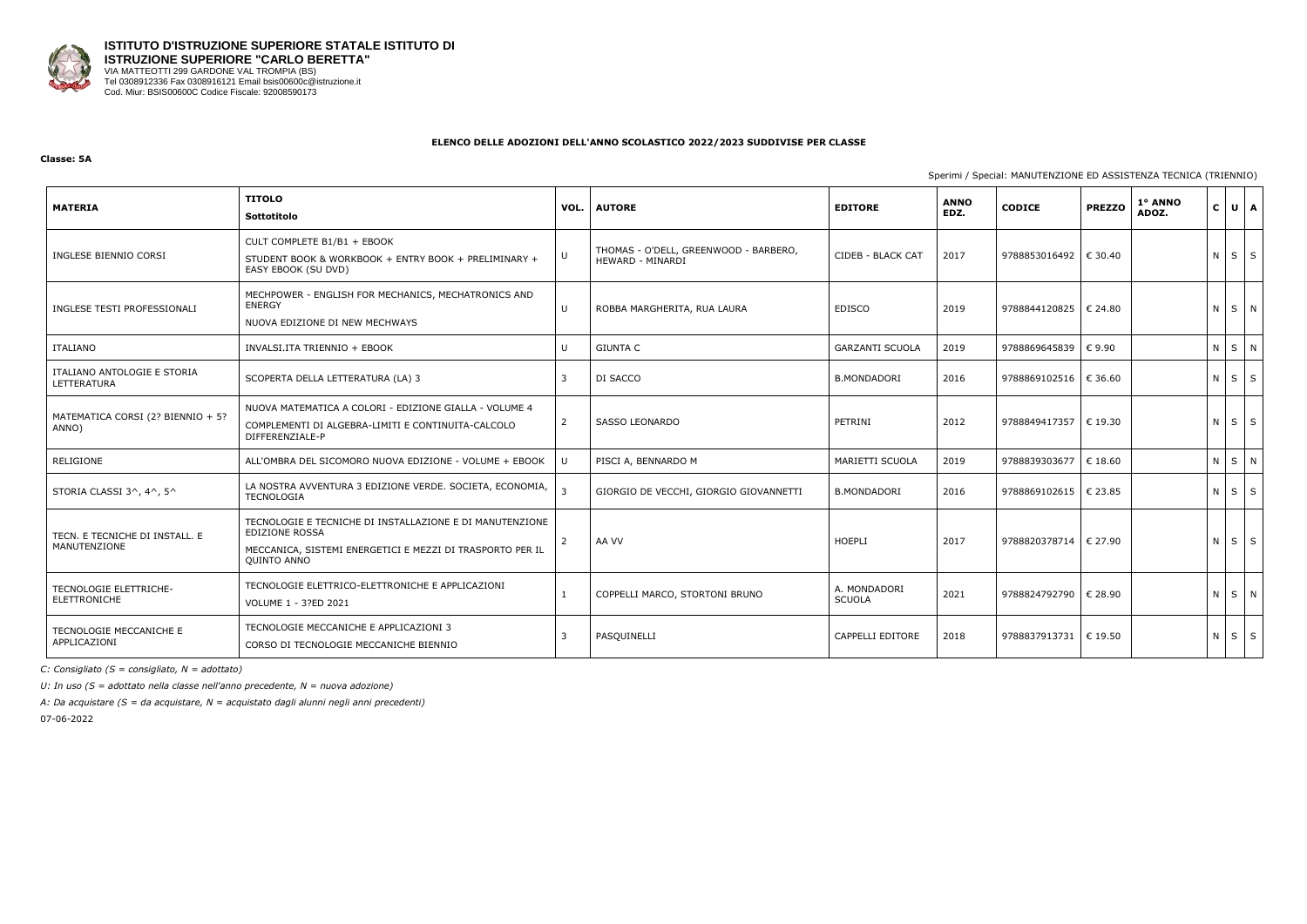**ISTITUTO D'ISTRUZIONE SUPERIORE STATALE ISTITUTO DI ISTRUZIONE SUPERIORE "CARLO BERETTA"**
VIA MATTEOTTI 299 GARDONE VAL TROMPIA (BS)
Tel 0308912336 Fax 0308916121 Email bsis00600c@istruzione.it
Cod. Miur: BSIS00600C Codice Fiscale: 92008590173

**ELENCO DELLE ADOZIONI DELL'ANNO SCOLASTICO 2022/2023 SUDDIVISE PER CLASSE**

**Classe: 5A**

Sperimi / Special: MANUTENZIONE ED ASSISTENZA TECNICA (TRIENNIO)

| MATERIA | TITOLO<br>Sottotitolo | VOL. | AUTORE | EDITORE | ANNO EDZ. | CODICE | PREZZO | 1° ANNO ADOZ. | C | U | A |
|---|---|---|---|---|---|---|---|---|---|---|---|
| INGLESE BIENNIO CORSI | CULT COMPLETE B1/B1 + EBOOK<br>STUDENT BOOK & WORKBOOK + ENTRY BOOK + PRELIMINARY + EASY EBOOK (SU DVD) | U | THOMAS - O'DELL, GREENWOOD - BARBERO, HEWARD - MINARDI | CIDEB - BLACK CAT | 2017 | 9788853016492 | € 30.40 | | N | S | S |
| INGLESE TESTI PROFESSIONALI | MECHPOWER - ENGLISH FOR MECHANICS, MECHATRONICS AND ENERGY<br>NUOVA EDIZIONE DI NEW MECHWAYS | U | ROBBA MARGHERITA, RUA LAURA | EDISCO | 2019 | 9788844120825 | € 24.80 | | N | S | N |
| ITALIANO | INVALSI.ITA TRIENNIO + EBOOK | U | GIUNTA C | GARZANTI SCUOLA | 2019 | 9788869645839 | € 9.90 | | N | S | N |
| ITALIANO ANTOLOGIE E STORIA LETTERATURA | SCOPERTA DELLA LETTERATURA (LA) 3 | 3 | DI SACCO | B.MONDADORI | 2016 | 9788869102516 | € 36.60 | | N | S | S |
| MATEMATICA CORSI (2? BIENNIO + 5? ANNO) | NUOVA MATEMATICA A COLORI - EDIZIONE GIALLA - VOLUME 4<br>COMPLEMENTI DI ALGEBRA-LIMITI E CONTINUITA-CALCOLO DIFFERENZIALE-P | 2 | SASSO LEONARDO | PETRINI | 2012 | 9788849417357 | € 19.30 | | N | S | S |
| RELIGIONE | ALL'OMBRA DEL SICOMORO NUOVA EDIZIONE - VOLUME + EBOOK | U | PISCI A, BENNARDO M | MARIETTI SCUOLA | 2019 | 9788839303677 | € 18.60 | | N | S | N |
| STORIA CLASSI 3^, 4^, 5^ | LA NOSTRA AVVENTURA 3 EDIZIONE VERDE. SOCIETA, ECONOMIA, TECNOLOGIA | 3 | GIORGIO DE VECCHI, GIORGIO GIOVANNETTI | B.MONDADORI | 2016 | 9788869102615 | € 23.85 | | N | S | S |
| TECN. E TECNICHE DI INSTALL. E MANUTENZIONE | TECNOLOGIE E TECNICHE DI INSTALLAZIONE E DI MANUTENZIONE EDIZIONE ROSSA<br>MECCANICA, SISTEMI ENERGETICI E MEZZI DI TRASPORTO PER IL QUINTO ANNO | 2 | AA VV | HOEPLI | 2017 | 9788820378714 | € 27.90 | | N | S | S |
| TECNOLOGIE ELETTRICHE-ELETTRONICHE | TECNOLOGIE ELETTRICO-ELETTRONICHE E APPLICAZIONI<br>VOLUME 1 - 3?ED 2021 | 1 | COPPELLI MARCO, STORTONI BRUNO | A. MONDADORI SCUOLA | 2021 | 9788824792790 | € 28.90 | | N | S | N |
| TECNOLOGIE MECCANICHE E APPLICAZIONI | TECNOLOGIE MECCANICHE E APPLICAZIONI 3<br>CORSO DI TECNOLOGIE MECCANICHE BIENNIO | 3 | PASQUINELLI | CAPPELLI EDITORE | 2018 | 9788837913731 | € 19.50 | | N | S | S |

*C: Consigliato (S = consigliato, N = adottato)*

*U: In uso (S = adottato nella classe nell'anno precedente, N = nuova adozione)*

*A: Da acquistare (S = da acquistare, N = acquistato dagli alunni negli anni precedenti)*

07-06-2022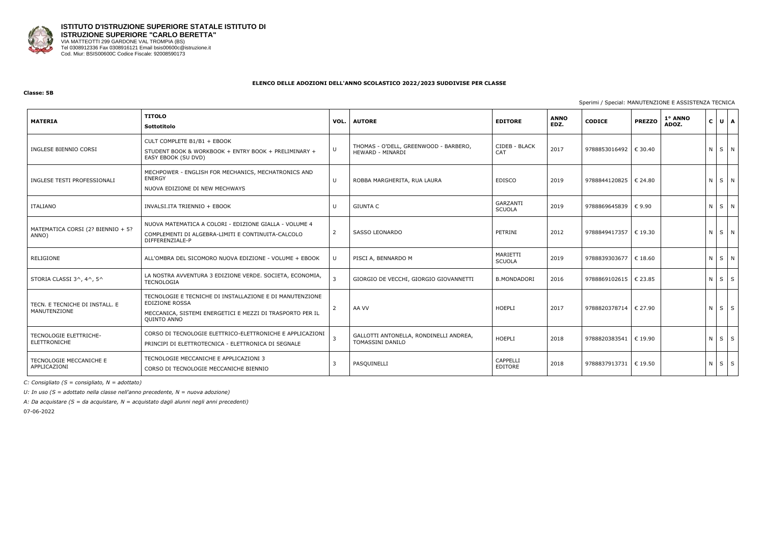**ISTITUTO D'ISTRUZIONE SUPERIORE STATALE ISTITUTO DI ISTRUZIONE SUPERIORE "CARLO BERETTA"**
VIA MATTEOTTI 299 GARDONE VAL TROMPIA (BS)
Tel 0308912336 Fax 0308916121 Email bsis00600c@istruzione.it
Cod. Miur: BSIS00600C Codice Fiscale: 92008590173

**ELENCO DELLE ADOZIONI DELL'ANNO SCOLASTICO 2022/2023 SUDDIVISE PER CLASSE**

**Classe: 5B**

Sperimi / Special: MANUTENZIONE E ASSISTENZA TECNICA

| MATERIA | TITOLO<br>Sottotitolo | VOL. | AUTORE | EDITORE | ANNO EDZ. | CODICE | PREZZO | 1° ANNO ADOZ. | C | U | A |
|---|---|---|---|---|---|---|---|---|---|---|---|
| INGLESE BIENNIO CORSI | CULT COMPLETE B1/B1 + EBOOK<br>STUDENT BOOK & WORKBOOK + ENTRY BOOK + PRELIMINARY + EASY EBOOK (SU DVD) | U | THOMAS - O'DELL, GREENWOOD - BARBERO, HEWARD - MINARDI | CIDEB - BLACK CAT | 2017 | 9788853016492 | € 30.40 | | N | S | N |
| INGLESE TESTI PROFESSIONALI | MECHPOWER - ENGLISH FOR MECHANICS, MECHATRONICS AND ENERGY<br>NUOVA EDIZIONE DI NEW MECHWAYS | U | ROBBA MARGHERITA, RUA LAURA | EDISCO | 2019 | 9788844120825 | € 24.80 | | N | S | N |
| ITALIANO | INVALSI.ITA TRIENNIO + EBOOK | U | GIUNTA C | GARZANTI SCUOLA | 2019 | 9788869645839 | € 9.90 | | N | S | N |
| MATEMATICA CORSI (2? BIENNIO + 5? ANNO) | NUOVA MATEMATICA A COLORI - EDIZIONE GIALLA - VOLUME 4<br>COMPLEMENTI DI ALGEBRA-LIMITI E CONTINUITA-CALCOLO DIFFERENZIALE-P | 2 | SASSO LEONARDO | PETRINI | 2012 | 9788849417357 | € 19.30 | | N | S | N |
| RELIGIONE | ALL'OMBRA DEL SICOMORO NUOVA EDIZIONE - VOLUME + EBOOK | U | PISCI A, BENNARDO M | MARIETTI SCUOLA | 2019 | 9788839303677 | € 18.60 | | N | S | N |
| STORIA CLASSI 3^, 4^, 5^ | LA NOSTRA AVVENTURA 3 EDIZIONE VERDE. SOCIETA, ECONOMIA, TECNOLOGIA | 3 | GIORGIO DE VECCHI, GIORGIO GIOVANNETTI | B.MONDADORI | 2016 | 9788869102615 | € 23.85 | | N | S | S |
| TECN. E TECNICHE DI INSTALL. E MANUTENZIONE | TECNOLOGIE E TECNICHE DI INSTALLAZIONE E DI MANUTENZIONE EDIZIONE ROSSA<br>MECCANICA, SISTEMI ENERGETICI E MEZZI DI TRASPORTO PER IL QUINTO ANNO | 2 | AA VV | HOEPLI | 2017 | 9788820378714 | € 27.90 | | N | S | S |
| TECNOLOGIE ELETTRICHE-ELETTRONICHE | CORSO DI TECNOLOGIE ELETTRICO-ELETTRONICHE E APPLICAZIONI 3<br>PRINCIPI DI ELETTROTECNICA - ELETTRONICA DI SEGNALE | 3 | GALLOTTI ANTONELLA, RONDINELLI ANDREA, TOMASSINI DANILO | HOEPLI | 2018 | 9788820383541 | € 19.90 | | N | S | S |
| TECNOLOGIE MECCANICHE E APPLICAZIONI | TECNOLOGIE MECCANICHE E APPLICAZIONI 3<br>CORSO DI TECNOLOGIE MECCANICHE BIENNIO | 3 | PASQUINELLI | CAPPELLI EDITORE | 2018 | 9788837913731 | € 19.50 | | N | S | S |

*C: Consigliato (S = consigliato, N = adottato)*

*U: In uso (S = adottato nella classe nell'anno precedente, N = nuova adozione)*

*A: Da acquistare (S = da acquistare, N = acquistato dagli alunni negli anni precedenti)*

07-06-2022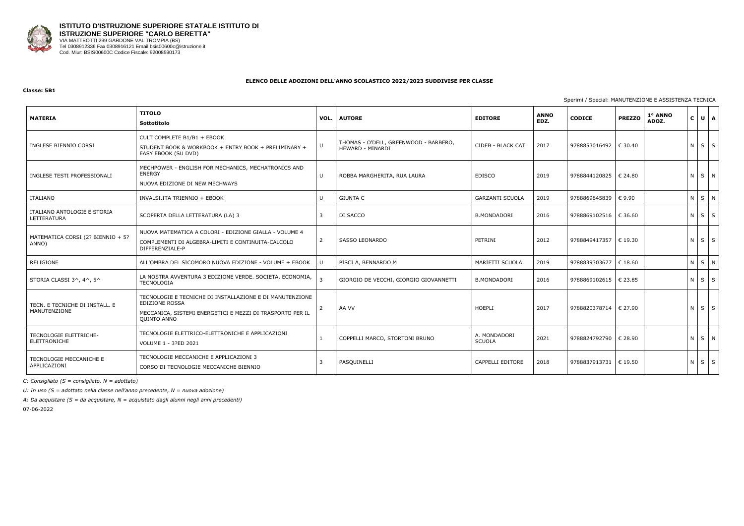**ISTITUTO D'ISTRUZIONE SUPERIORE STATALE ISTITUTO DI ISTRUZIONE SUPERIORE "CARLO BERETTA"**
VIA MATTEOTTI 299 GARDONE VAL TROMPIA (BS)
Tel 0308912336 Fax 0308916121 Email bsis00600c@istruzione.it
Cod. Miur: BSIS00600C Codice Fiscale: 92008590173

**ELENCO DELLE ADOZIONI DELL'ANNO SCOLASTICO 2022/2023 SUDDIVISE PER CLASSE**

**Classe: 5B1**

Sperimi / Special: MANUTENZIONE E ASSISTENZA TECNICA

| MATERIA | TITOLO Sottotitolo | VOL. | AUTORE | EDITORE | ANNO EDZ. | CODICE | PREZZO | 1° ANNO ADOZ. | C | U | A |
|---|---|---|---|---|---|---|---|---|---|---|---|
| INGLESE BIENNIO CORSI | CULT COMPLETE B1/B1 + EBOOK<br>STUDENT BOOK & WORKBOOK + ENTRY BOOK + PRELIMINARY + EASY EBOOK (SU DVD) | U | THOMAS - O'DELL, GREENWOOD - BARBERO, HEWARD - MINARDI | CIDEB - BLACK CAT | 2017 | 9788853016492 | € 30.40 | | N | S | S |
| INGLESE TESTI PROFESSIONALI | MECHPOWER - ENGLISH FOR MECHANICS, MECHATRONICS AND ENERGY<br>NUOVA EDIZIONE DI NEW MECHWAYS | U | ROBBA MARGHERITA, RUA LAURA | EDISCO | 2019 | 9788844120825 | € 24.80 | | N | S | N |
| ITALIANO | INVALSI.ITA TRIENNIO + EBOOK | U | GIUNTA C | GARZANTI SCUOLA | 2019 | 9788869645839 | € 9.90 | | N | S | N |
| ITALIANO ANTOLOGIE E STORIA LETTERATURA | SCOPERTA DELLA LETTERATURA (LA) 3 | 3 | DI SACCO | B.MONDADORI | 2016 | 9788869102516 | € 36.60 | | N | S | S |
| MATEMATICA CORSI (2? BIENNIO + 5? ANNO) | NUOVA MATEMATICA A COLORI - EDIZIONE GIALLA - VOLUME 4<br>COMPLEMENTI DI ALGEBRA-LIMITI E CONTINUITA-CALCOLO DIFFERENZIALE-P | 2 | SASSO LEONARDO | PETRINI | 2012 | 9788849417357 | € 19.30 | | N | S | S |
| RELIGIONE | ALL'OMBRA DEL SICOMORO NUOVA EDIZIONE - VOLUME + EBOOK | U | PISCI A, BENNARDO M | MARIETTI SCUOLA | 2019 | 9788839303677 | € 18.60 | | N | S | N |
| STORIA CLASSI 3^, 4^, 5^ | LA NOSTRA AVVENTURA 3 EDIZIONE VERDE. SOCIETA, ECONOMIA, TECNOLOGIA | 3 | GIORGIO DE VECCHI, GIORGIO GIOVANNETTI | B.MONDADORI | 2016 | 9788869102615 | € 23.85 | | N | S | S |
| TECN. E TECNICHE DI INSTALL. E MANUTENZIONE | TECNOLOGIE E TECNICHE DI INSTALLAZIONE E DI MANUTENZIONE EDIZIONE ROSSA<br>MECCANICA, SISTEMI ENERGETICI E MEZZI DI TRASPORTO PER IL QUINTO ANNO | 2 | AA VV | HOEPLI | 2017 | 9788820378714 | € 27.90 | | N | S | S |
| TECNOLOGIE ELETTRICHE-ELETTRONICHE | TECNOLOGIE ELETTRICO-ELETTRONICHE E APPLICAZIONI<br>VOLUME 1 - 3?ED 2021 | 1 | COPPELLI MARCO, STORTONI BRUNO | A. MONDADORI SCUOLA | 2021 | 9788824792790 | € 28.90 | | N | S | N |
| TECNOLOGIE MECCANICHE E APPLICAZIONI | TECNOLOGIE MECCANICHE E APPLICAZIONI 3<br>CORSO DI TECNOLOGIE MECCANICHE BIENNIO | 3 | PASQUINELLI | CAPPELLI EDITORE | 2018 | 9788837913731 | € 19.50 | | N | S | S |

*C: Consigliato (S = consigliato, N = adottato)*

*U: In uso (S = adottato nella classe nell'anno precedente, N = nuova adozione)*

*A: Da acquistare (S = da acquistare, N = acquistato dagli alunni negli anni precedenti)*

07-06-2022